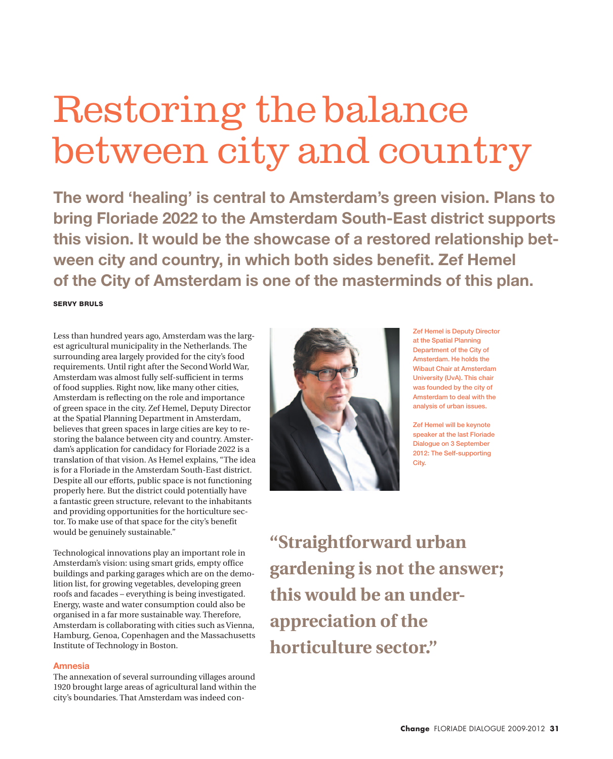# Restoring the balance between city and country

**The word 'healing' is central to Amsterdam's green vision. Plans to bring Floriade 2022 to the Amsterdam South-East district supports this vision. It would be the showcase of a restored relationship between city and country, in which both sides benefit. Zef Hemel of the City of Amsterdam is one of the masterminds of this plan.**

**SERVY BRULS**

Less than hundred years ago, Amsterdam was the largest agricultural municipality in the Netherlands. The surrounding area largely provided for the city's food requirements. Until right after the Second World War, Amsterdam was almost fully self-sufficient in terms of food supplies. Right now, like many other cities, Amsterdam is reflecting on the role and importance of green space in the city. Zef Hemel, Deputy Director at the Spatial Planning Department in Amsterdam, believes that green spaces in large cities are key to restoring the balance between city and country. Amsterdam's application for candidacy for Floriade 2022 is a translation of that vision. As Hemel explains, "The idea is for a Floriade in the Amsterdam South-East district. Despite all our efforts, public space is not functioning properly here. But the district could potentially have a fantastic green structure, relevant to the inhabitants and providing opportunities for the horticulture sector. To make use of that space for the city's benefit would be genuinely sustainable."

Technological innovations play an important role in Amsterdam's vision: using smart grids, empty office buildings and parking garages which are on the demolition list, for growing vegetables, developing green roofs and facades – everything is being investigated. Energy, waste and water consumption could also be organised in a far more sustainable way. Therefore, Amsterdam is collaborating with cities such as Vienna, Hamburg, Genoa, Copenhagen and the Massachusetts Institute of Technology in Boston.

Zef Hemel is Deputy Director at the Spatial Planning Department of the City of Amsterdam. He holds the Wibaut Chair at Amsterdam University (UvA). This chair was founded by the city of Amsterdam to deal with the analysis of urban issues.

Zef Hemel will be keynote speaker at the last Floriade Dialogue on 3 September 2012: The Self-supporting City.

> **"Straightforward urban gardening is not the answer; this would be an under-appreciation of the horticulture sector."**

### Amnesia

The annexation of several surrounding villages around 1920 brought large areas of agricultural land within the city's boundaries. That Amsterdam was indeed con-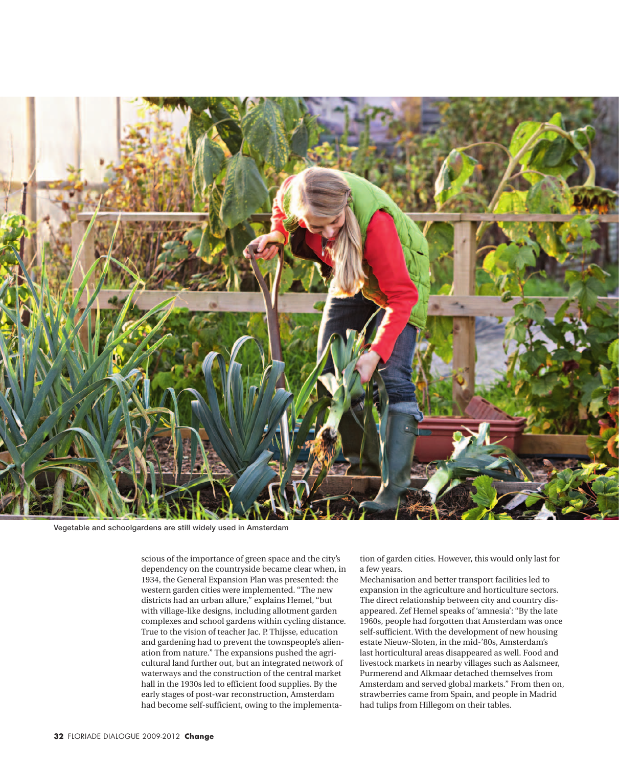Vegetable and schoolgardens are still widely used in Amsterdam

scious of the importance of green space and the city's dependency on the countryside became clear when, in 1934, the General Expansion Plan was presented: the western garden cities were implemented. "The new districts had an urban allure," explains Hemel, "but with village-like designs, including allotment garden complexes and school gardens within cycling distance. True to the vision of teacher Jac. P. Thijsse, education and gardening had to prevent the townspeople's alienation from nature." The expansions pushed the agricultural land further out, but an integrated network of waterways and the construction of the central market hall in the 1930s led to efficient food supplies. By the early stages of post-war reconstruction, Amsterdam had become self-sufficient, owing to the implementation of garden cities. However, this would only last for a few years.

Mechanisation and better transport facilities led to expansion in the agriculture and horticulture sectors. The direct relationship between city and country disappeared. Zef Hemel speaks of 'amnesia': "By the late 1960s, people had forgotten that Amsterdam was once self-sufficient. With the development of new housing estate Nieuw-Sloten, in the mid-'80s, Amsterdam's last horticultural areas disappeared as well. Food and livestock markets in nearby villages such as Aalsmeer, Purmerend and Alkmaar detached themselves from Amsterdam and served global markets." From then on, strawberries came from Spain, and people in Madrid had tulips from Hillegom on their tables.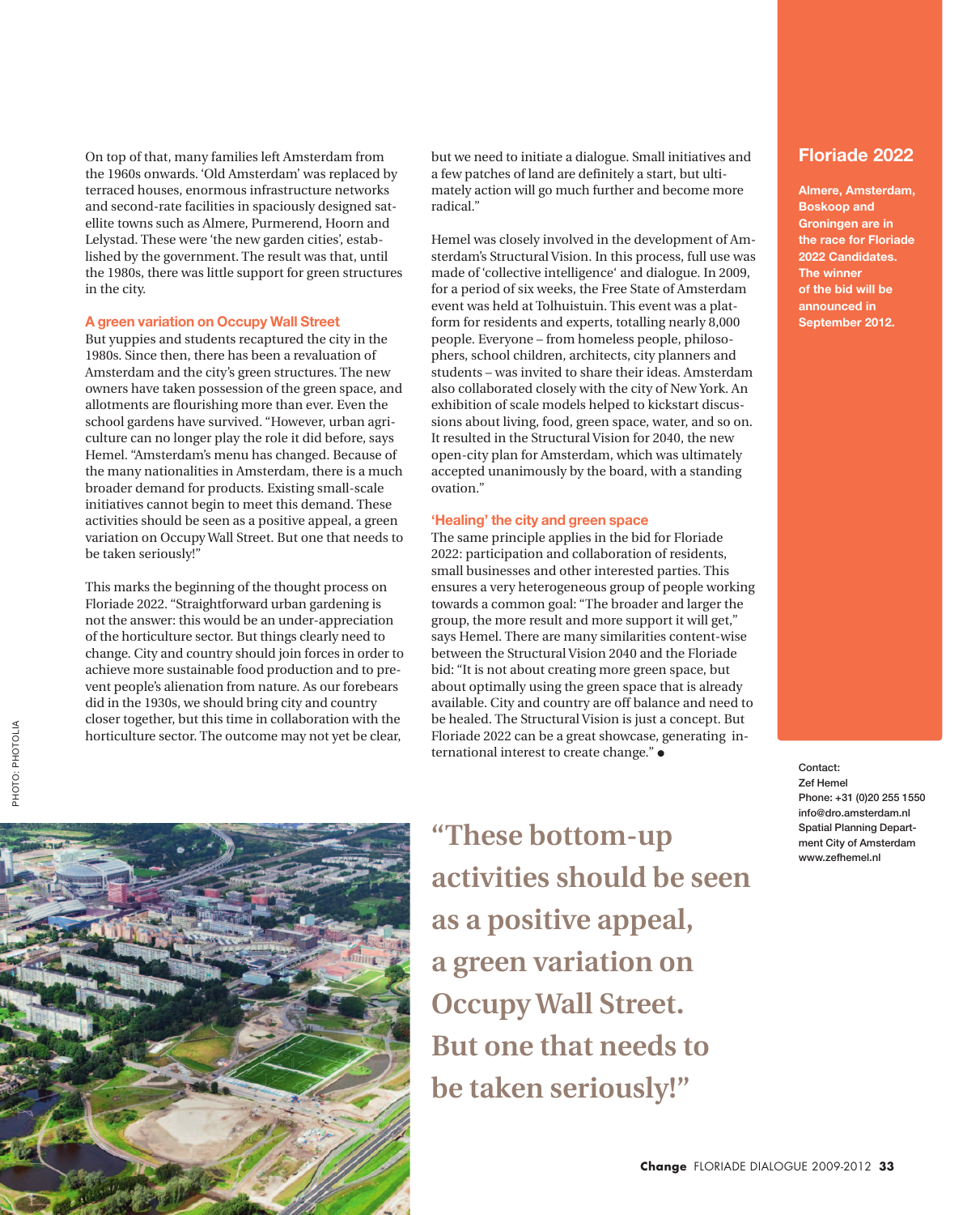On top of that, many families left Amsterdam from the 1960s onwards. 'Old Amsterdam' was replaced by terraced houses, enormous infrastructure networks and second-rate facilities in spaciously designed satellite towns such as Almere, Purmerend, Hoorn and Lelystad. These were 'the new garden cities', established by the government. The result was that, until the 1980s, there was little support for green structures in the city.

### A green variation on Occupy Wall Street

But yuppies and students recaptured the city in the 1980s. Since then, there has been a revaluation of Amsterdam and the city's green structures. The new owners have taken possession of the green space, and allotments are flourishing more than ever. Even the school gardens have survived. "However, urban agriculture can no longer play the role it did before, says Hemel. "Amsterdam's menu has changed. Because of the many nationalities in Amsterdam, there is a much broader demand for products. Existing small-scale initiatives cannot begin to meet this demand. These activities should be seen as a positive appeal, a green variation on Occupy Wall Street. But one that needs to be taken seriously!"

This marks the beginning of the thought process on Floriade 2022. "Straightforward urban gardening is not the answer: this would be an under-appreciation of the horticulture sector. But things clearly need to change. City and country should join forces in order to achieve more sustainable food production and to prevent people's alienation from nature. As our forebears did in the 1930s, we should bring city and country closer together, but this time in collaboration with the horticulture sector. The outcome may not yet be clear, but we need to initiate a dialogue. Small initiatives and a few patches of land are definitely a start, but ultimately action will go much further and become more radical."

Hemel was closely involved in the development of Amsterdam's Structural Vision. In this process, full use was made of 'collective intelligence' and dialogue. In 2009, for a period of six weeks, the Free State of Amsterdam event was held at Tolhuistuin. This event was a platform for residents and experts, totalling nearly 8,000 people. Everyone – from homeless people, philosophers, school children, architects, city planners and students – was invited to share their ideas. Amsterdam also collaborated closely with the city of New York. An exhibition of scale models helped to kickstart discussions about living, food, green space, water, and so on. It resulted in the Structural Vision for 2040, the new open-city plan for Amsterdam, which was ultimately accepted unanimously by the board, with a standing ovation."

### 'Healing' the city and green space

The same principle applies in the bid for Floriade 2022: participation and collaboration of residents, small businesses and other interested parties. This ensures a very heterogeneous group of people working towards a common goal: "The broader and larger the group, the more result and more support it will get," says Hemel. There are many similarities content-wise between the Structural Vision 2040 and the Floriade bid: "It is not about creating more green space, but about optimally using the green space that is already available. City and country are off balance and need to be healed. The Structural Vision is just a concept. But Floriade 2022 can be a great showcase, generating international interest to create change." ●

PHOTO: PHOTOLIA

> **"These bottom-up activities should be seen as a positive appeal, a green variation on Occupy Wall Street. But one that needs to be taken seriously!"**

## Floriade 2022

**Almere, Amsterdam, Boskoop and Groningen are in the race for Floriade 2022 Candidates. The winner of the bid will be announced in September 2012.**

Contact:
Zef Hemel
Phone: +31 (0)20 255 1550
info@dro.amsterdam.nl
Spatial Planning Department City of Amsterdam
www.zefhemel.nl